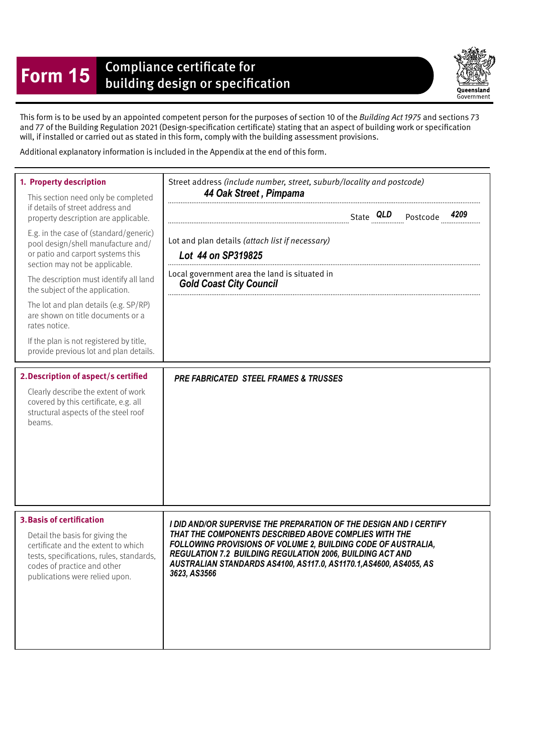# Form 15 Compliance certificate for building design or specification

Queensland Government

This form is to be used by an appointed competent person for the purposes of section 10 of the *Building Act 1975* and sections 73 and 77 of the Building Regulation 2021 (Design-specification certificate) stating that an aspect of building work or specification will, if installed or carried out as stated in this form, comply with the building assessment provisions.

Additional explanatory information is included in the Appendix at the end of this form.

| | |
|---|---|
| **1. Property description**<br><br>This section need only be completed if details of street address and property description are applicable.<br><br>E.g. in the case of (standard/generic) pool design/shell manufacture and/or patio and carport systems this section may not be applicable.<br><br>The description must identify all land the subject of the application.<br><br>The lot and plan details (e.g. SP/RP) are shown on title documents or a rates notice.<br><br>If the plan is not registered by title, provide previous lot and plan details. | Street address *(include number, street, suburb/locality and postcode)*<br>***44 Oak Street , Pimpama***<br><br>State ***QLD*** Postcode ***4209***<br><br>Lot and plan details *(attach list if necessary)*<br>***Lot 44 on SP319825***<br><br>Local government area the land is situated in<br>***Gold Coast City Council*** |
| **2. Description of aspect/s certified**<br><br>Clearly describe the extent of work covered by this certificate, e.g. all structural aspects of the steel roof beams. | ***PRE FABRICATED STEEL FRAMES & TRUSSES*** |
| **3. Basis of certification**<br><br>Detail the basis for giving the certificate and the extent to which tests, specifications, rules, standards, codes of practice and other publications were relied upon. | ***I DID AND/OR SUPERVISE THE PREPARATION OF THE DESIGN AND I CERTIFY THAT THE COMPONENTS DESCRIBED ABOVE COMPLIES WITH THE FOLLOWING PROVISIONS OF VOLUME 2, BUILDING CODE OF AUSTRALIA, REGULATION 7.2 BUILDING REGULATION 2006, BUILDING ACT AND AUSTRALIAN STANDARDS AS4100, AS117.0, AS1170.1,AS4600, AS4055, AS 3623, AS3566*** |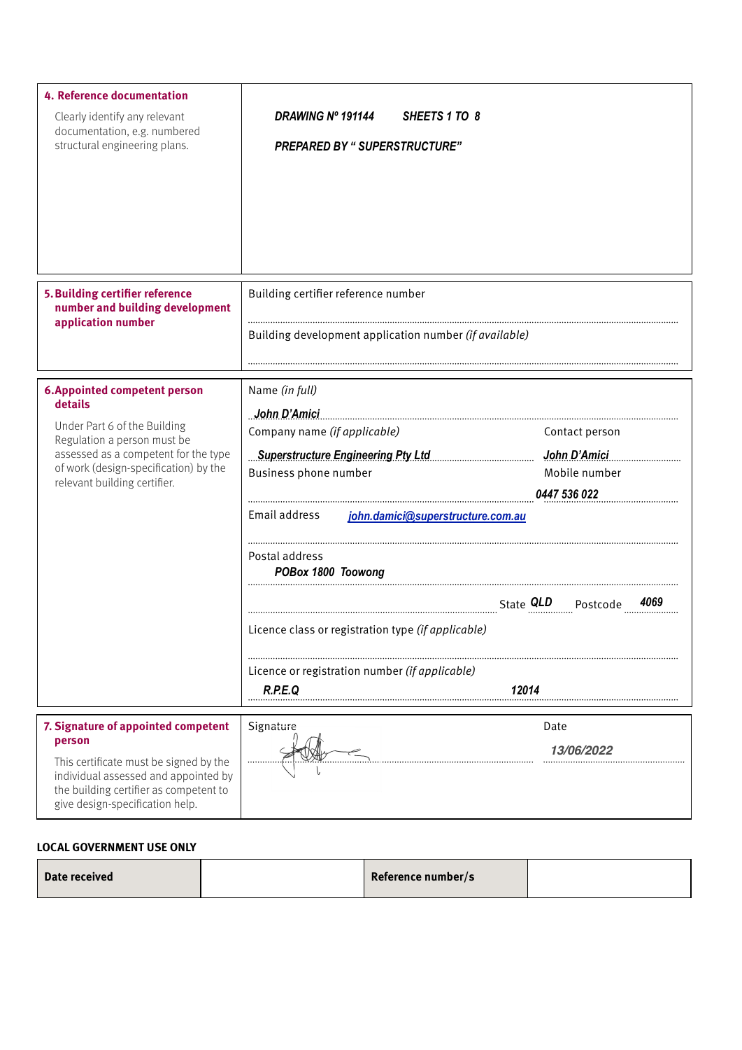| | |
|---|---|
| **4. Reference documentation**<br>Clearly identify any relevant documentation, e.g. numbered structural engineering plans. | ***DRAWING Nº 191144 SHEETS 1 TO 8***<br><br>***PREPARED BY " SUPERSTRUCTURE"*** |

| | |
|---|---|
| **5. Building certifier reference number and building development application number** | Building certifier reference number<br><br>Building development application number *(if available)* |

| | | |
|---|---|---|
| **6. Appointed competent person details**<br>Under Part 6 of the Building Regulation a person must be assessed as a competent for the type of work (design-specification) by the relevant building certifier. | Name *(in full)*<br>***John D'Amici*** | |
| | Company name *(if applicable)*<br>***Superstructure Engineering Pty Ltd*** | Contact person<br>***John D'Amici*** |
| | Business phone number | Mobile number<br>***0447 536 022*** |
| | Email address ***john.damici@superstructure.com.au*** | |
| | Postal address<br>***POBox 1800 Toowong*** | |
| | State ***QLD*** Postcode ***4069*** | |
| | Licence class or registration type *(if applicable)* | |
| | Licence or registration number *(if applicable)*<br>***R.P.E.Q 12014*** | |

| | | |
|---|---|---|
| **7. Signature of appointed competent person**<br>This certificate must be signed by the individual assessed and appointed by the building certifier as competent to give design-specification help. | Signature | Date<br>***13/06/2022*** |

**LOCAL GOVERNMENT USE ONLY**

| **Date received** | | **Reference number/s** | |
|---|---|---|---|